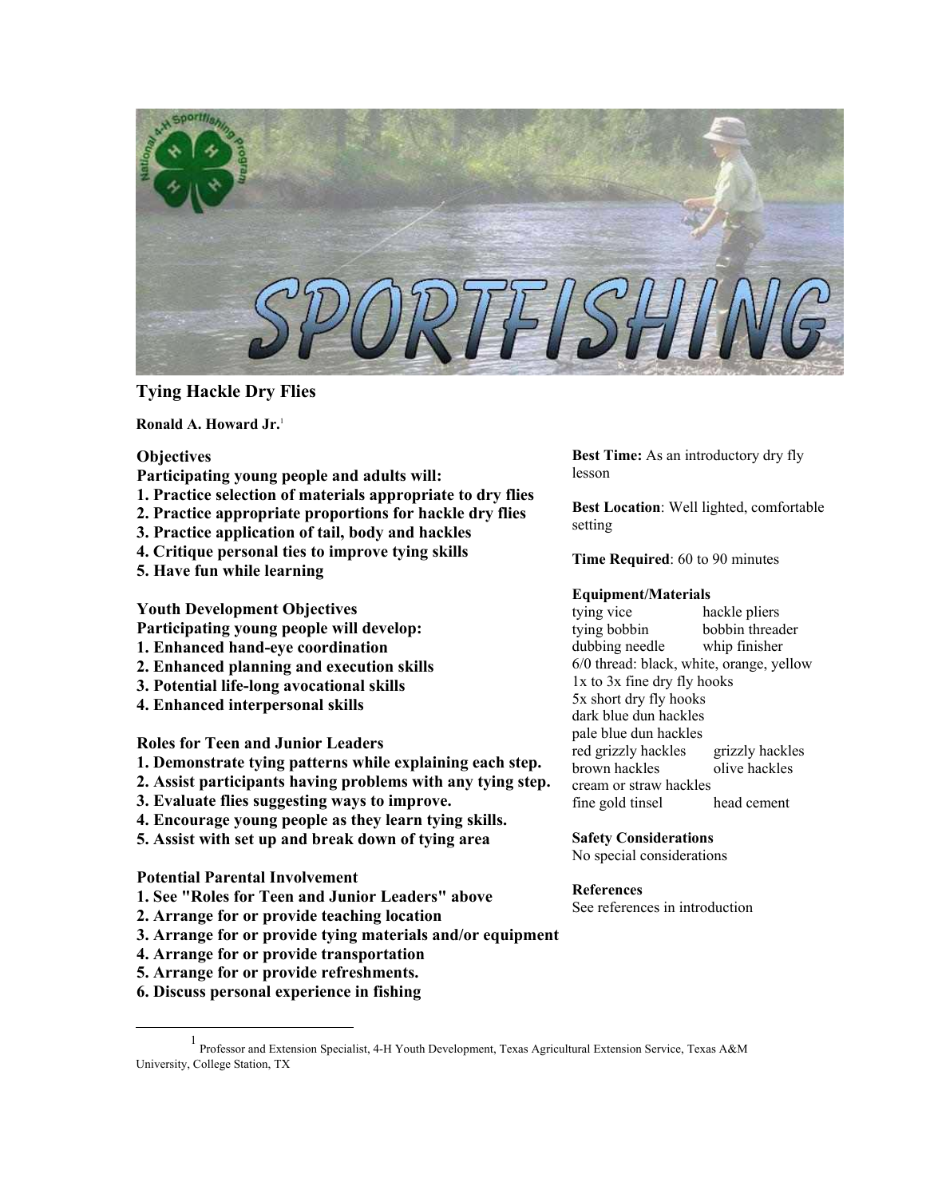# Tying Hackle Dry Flies

**Ronald A. Howard Jr.**[1]

## Objectives

**Participating young people and adults will:**

**1. Practice selection of materials appropriate to dry flies**
**2. Practice appropriate proportions for hackle dry flies**
**3. Practice application of tail, body and hackles**
**4. Critique personal ties to improve tying skills**
**5. Have fun while learning**

## Youth Development Objectives

**Participating young people will develop:**

**1. Enhanced hand-eye coordination**
**2. Enhanced planning and execution skills**
**3. Potential life-long avocational skills**
**4. Enhanced interpersonal skills**

## Roles for Teen and Junior Leaders

**1. Demonstrate tying patterns while explaining each step.**
**2. Assist participants having problems with any tying step.**
**3. Evaluate flies suggesting ways to improve.**
**4. Encourage young people as they learn tying skills.**
**5. Assist with set up and break down of tying area**

## Potential Parental Involvement

**1. See "Roles for Teen and Junior Leaders" above**
**2. Arrange for or provide teaching location**
**3. Arrange for or provide tying materials and/or equipment**
**4. Arrange for or provide transportation**
**5. Arrange for or provide refreshments.**
**6. Discuss personal experience in fishing**

**Best Time:** As an introductory dry fly lesson

**Best Location**: Well lighted, comfortable setting

**Time Required**: 60 to 90 minutes

**Equipment/Materials**

tying vice — hackle pliers
tying bobbin — bobbin threader
dubbing needle — whip finisher
6/0 thread: black, white, orange, yellow
1x to 3x fine dry fly hooks
5x short dry fly hooks
dark blue dun hackles
pale blue dun hackles
red grizzly hackles — grizzly hackles
brown hackles — olive hackles
cream or straw hackles
fine gold tinsel — head cement

**Safety Considerations**

No special considerations

**References**

See references in introduction

---

[1] Professor and Extension Specialist, 4-H Youth Development, Texas Agricultural Extension Service, Texas A&M University, College Station, TX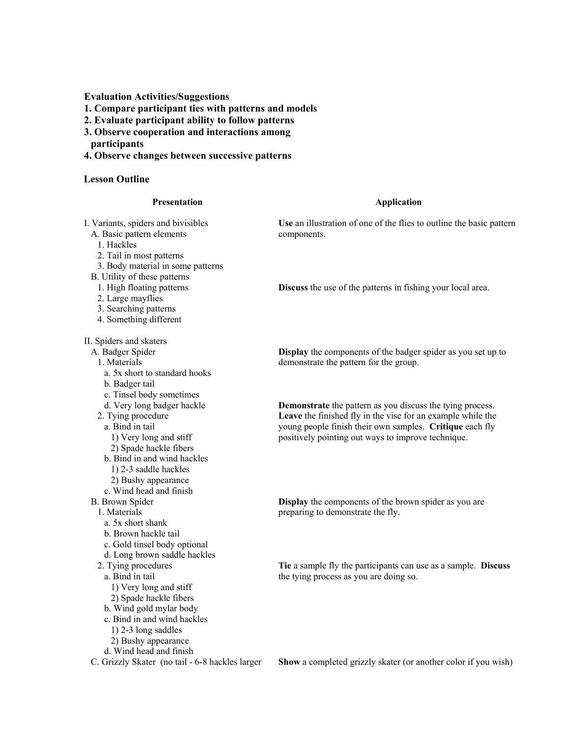**Evaluation Activities/Suggestions**

1. **Compare participant ties with patterns and models**
2. **Evaluate participant ability to follow patterns**
3. **Observe cooperation and interactions among participants**
4. **Observe changes between successive patterns**

**Lesson Outline**

| Presentation | Application |
|---|---|
| I. Variants, spiders and bivisibles<br>A. Basic pattern elements<br>1. Hackles<br>2. Tail in most patterns<br>3. Body material in some patterns | **Use** an illustration of one of the flies to outline the basic pattern components. |
| B. Utility of these patterns<br>1. High floating patterns<br>2. Large mayflies<br>3. Searching patterns<br>4. Something different | **Discuss** the use of the patterns in fishing your local area. |
| II. Spiders and skaters<br>A. Badger Spider<br>1. Materials<br>a. 5x short to standard hooks<br>b. Badger tail<br>c. Tinsel body sometimes | **Display** the components of the badger spider as you set up to demonstrate the pattern for the group. |
| d. Very long badger hackle<br>2. Tying procedure<br>a. Bind in tail<br>1) Very long and stiff<br>2) Spade hackle fibers<br>b. Bind in and wind hackles<br>1) 2-3 saddle hackles<br>2) Bushy appearance<br>c. Wind head and finish | **Demonstrate** the pattern as you discuss the tying process. **Leave** the finished fly in the vise for an example while the young people finish their own samples. **Critique** each fly positively pointing out ways to improve technique. |
| B. Brown Spider<br>1. Materials<br>a. 5x short shank<br>b. Brown hackle tail<br>c. Gold tinsel body optional<br>d. Long brown saddle hackles | **Display** the components of the brown spider as you are preparing to demonstrate the fly. |
| 2. Tying procedures<br>a. Bind in tail<br>1) Very long and stiff<br>2) Spade hackle fibers<br>b. Wind gold mylar body<br>c. Bind in and wind hackles<br>1) 2-3 long saddles<br>2) Bushy appearance<br>d. Wind head and finish | **Tie** a sample fly the participants can use as a sample. **Discuss** the tying process as you are doing so. |
| C. Grizzly Skater (no tail - 6-8 hackles larger | **Show** a completed grizzly skater (or another color if you wish) |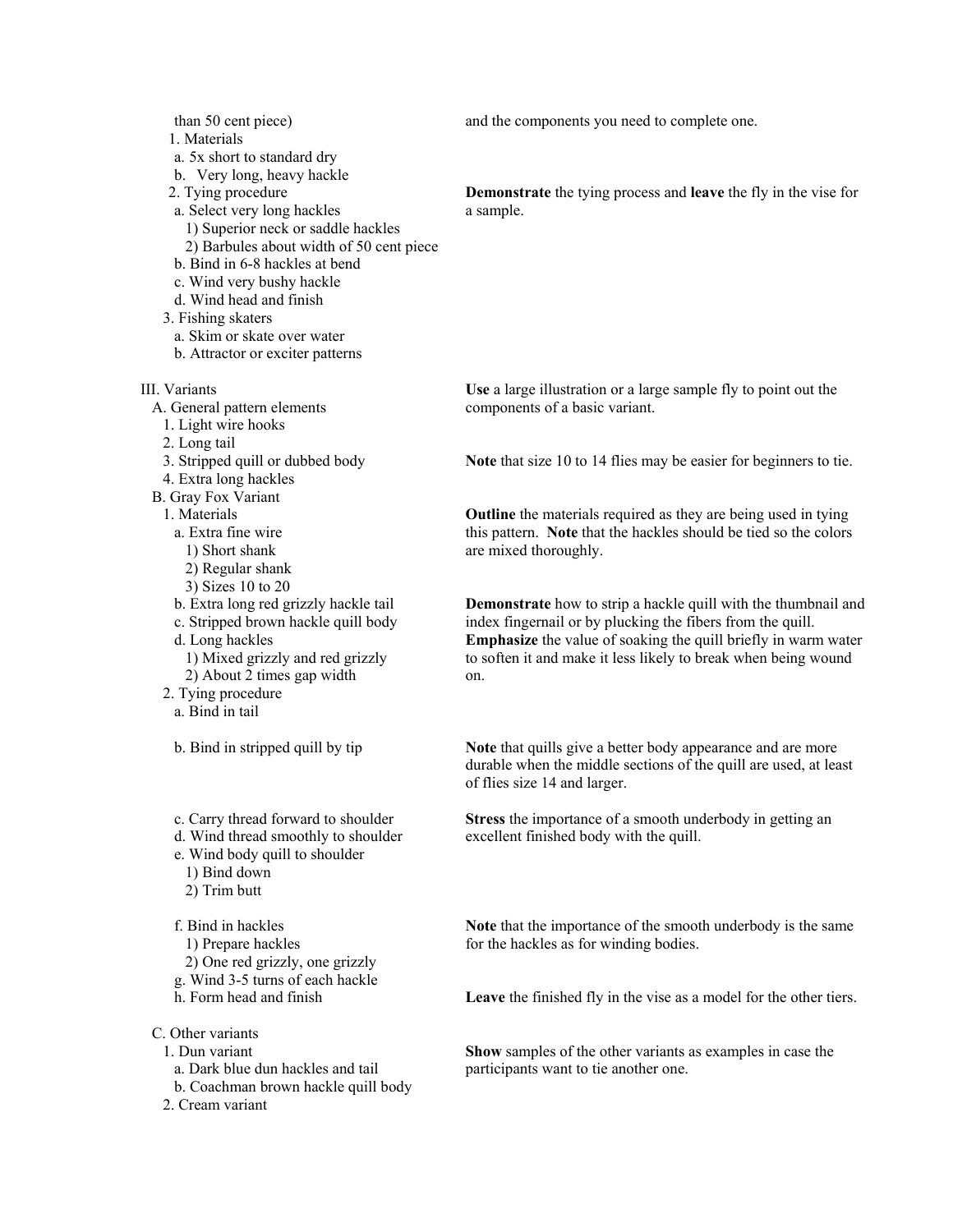than 50 cent piece)

1. Materials
   a. 5x short to standard dry
   b. Very long, heavy hackle
2. Tying procedure
   a. Select very long hackles
      1) Superior neck or saddle hackles
      2) Barbules about width of 50 cent piece
   b. Bind in 6-8 hackles at bend
   c. Wind very bushy hackle
   d. Wind head and finish
3. Fishing skaters
   a. Skim or skate over water
   b. Attractor or exciter patterns

and the components you need to complete one.

**Demonstrate** the tying process and **leave** the fly in the vise for a sample.

III. Variants

A. General pattern elements
   1. Light wire hooks
   2. Long tail
   3. Stripped quill or dubbed body
   4. Extra long hackles

**Use** a large illustration or a large sample fly to point out the components of a basic variant.

**Note** that size 10 to 14 flies may be easier for beginners to tie.

B. Gray Fox Variant
   1. Materials
      a. Extra fine wire
         1) Short shank
         2) Regular shank
         3) Sizes 10 to 20
      b. Extra long red grizzly hackle tail
      c. Stripped brown hackle quill body
      d. Long hackles
         1) Mixed grizzly and red grizzly
         2) About 2 times gap width

**Outline** the materials required as they are being used in tying this pattern. **Note** that the hackles should be tied so the colors are mixed thoroughly.

**Demonstrate** how to strip a hackle quill with the thumbnail and index fingernail or by plucking the fibers from the quill. **Emphasize** the value of soaking the quill briefly in warm water to soften it and make it less likely to break when being wound on.

   2. Tying procedure
      a. Bind in tail
      b. Bind in stripped quill by tip

**Note** that quills give a better body appearance and are more durable when the middle sections of the quill are used, at least of flies size 14 and larger.

      c. Carry thread forward to shoulder
      d. Wind thread smoothly to shoulder
      e. Wind body quill to shoulder
         1) Bind down
         2) Trim butt

**Stress** the importance of a smooth underbody in getting an excellent finished body with the quill.

      f. Bind in hackles
         1) Prepare hackles
         2) One red grizzly, one grizzly
      g. Wind 3-5 turns of each hackle
      h. Form head and finish

**Note** that the importance of the smooth underbody is the same for the hackles as for winding bodies.

**Leave** the finished fly in the vise as a model for the other tiers.

C. Other variants
   1. Dun variant
      a. Dark blue dun hackles and tail
      b. Coachman brown hackle quill body
   2. Cream variant

**Show** samples of the other variants as examples in case the participants want to tie another one.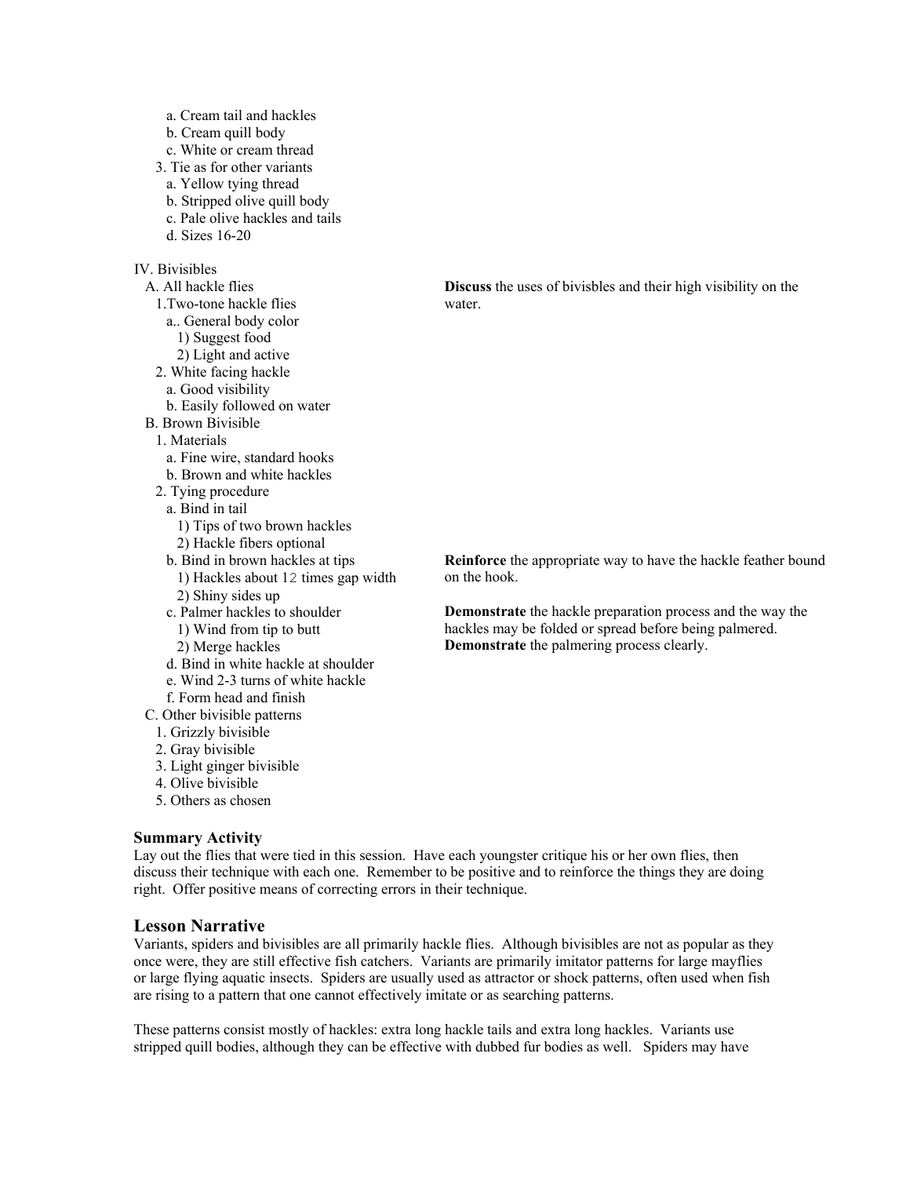a. Cream tail and hackles
b. Cream quill body
c. White or cream thread
3. Tie as for other variants
a. Yellow tying thread
b. Stripped olive quill body
c. Pale olive hackles and tails
d. Sizes 16-20

IV. Bivisibles
A. All hackle flies
1.Two-tone hackle flies
a.. General body color
1) Suggest food
2) Light and active
2. White facing hackle
a. Good visibility
b. Easily followed on water
B. Brown Bivisible
1. Materials
a. Fine wire, standard hooks
b. Brown and white hackles
2. Tying procedure
a. Bind in tail
1) Tips of two brown hackles
2) Hackle fibers optional
b. Bind in brown hackles at tips
1) Hackles about 12 times gap width
2) Shiny sides up
c. Palmer hackles to shoulder
1) Wind from tip to butt
2) Merge hackles
d. Bind in white hackle at shoulder
e. Wind 2-3 turns of white hackle
f. Form head and finish
C. Other bivisible patterns
1. Grizzly bivisible
2. Gray bivisible
3. Light ginger bivisible
4. Olive bivisible
5. Others as chosen

**Discuss** the uses of bivisbles and their high visibility on the water.

**Reinforce** the appropriate way to have the hackle feather bound on the hook.

**Demonstrate** the hackle preparation process and the way the hackles may be folded or spread before being palmered. **Demonstrate** the palmering process clearly.

### Summary Activity

Lay out the flies that were tied in this session. Have each youngster critique his or her own flies, then discuss their technique with each one. Remember to be positive and to reinforce the things they are doing right. Offer positive means of correcting errors in their technique.

## Lesson Narrative

Variants, spiders and bivisibles are all primarily hackle flies. Although bivisibles are not as popular as they once were, they are still effective fish catchers. Variants are primarily imitator patterns for large mayflies or large flying aquatic insects. Spiders are usually used as attractor or shock patterns, often used when fish are rising to a pattern that one cannot effectively imitate or as searching patterns.

These patterns consist mostly of hackles: extra long hackle tails and extra long hackles. Variants use stripped quill bodies, although they can be effective with dubbed fur bodies as well. Spiders may have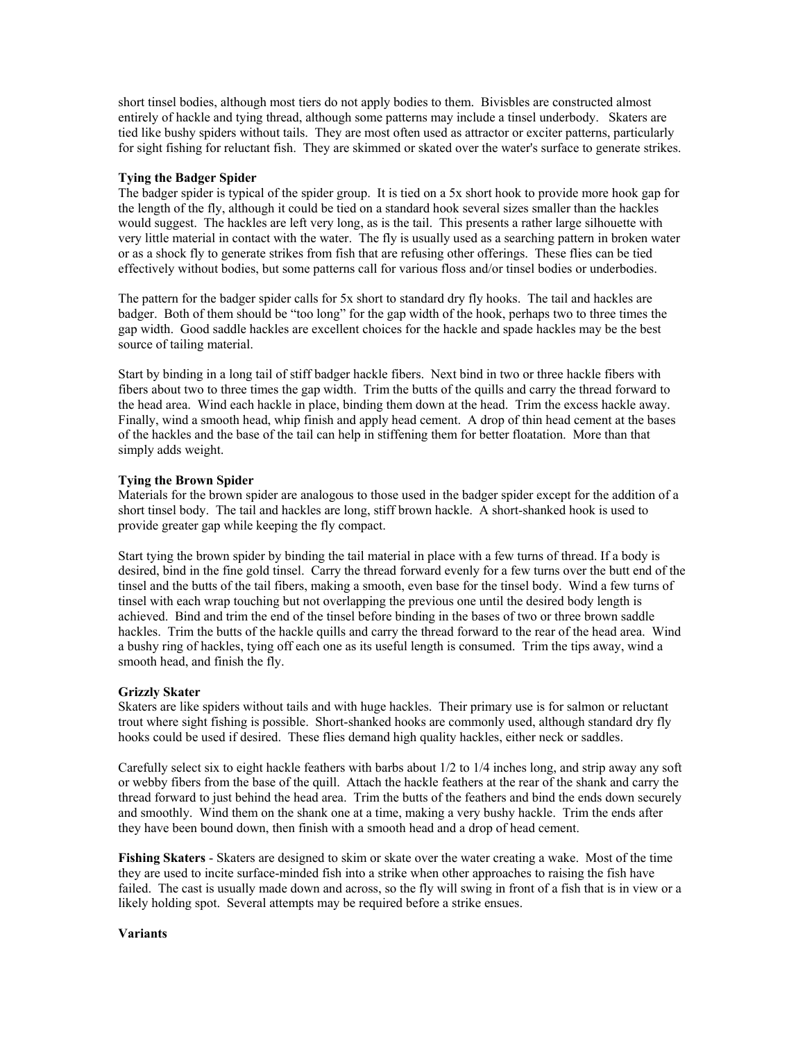short tinsel bodies, although most tiers do not apply bodies to them. Bivisbles are constructed almost entirely of hackle and tying thread, although some patterns may include a tinsel underbody. Skaters are tied like bushy spiders without tails. They are most often used as attractor or exciter patterns, particularly for sight fishing for reluctant fish. They are skimmed or skated over the water's surface to generate strikes.

**Tying the Badger Spider**

The badger spider is typical of the spider group. It is tied on a 5x short hook to provide more hook gap for the length of the fly, although it could be tied on a standard hook several sizes smaller than the hackles would suggest. The hackles are left very long, as is the tail. This presents a rather large silhouette with very little material in contact with the water. The fly is usually used as a searching pattern in broken water or as a shock fly to generate strikes from fish that are refusing other offerings. These flies can be tied effectively without bodies, but some patterns call for various floss and/or tinsel bodies or underbodies.

The pattern for the badger spider calls for 5x short to standard dry fly hooks. The tail and hackles are badger. Both of them should be "too long" for the gap width of the hook, perhaps two to three times the gap width. Good saddle hackles are excellent choices for the hackle and spade hackles may be the best source of tailing material.

Start by binding in a long tail of stiff badger hackle fibers. Next bind in two or three hackle fibers with fibers about two to three times the gap width. Trim the butts of the quills and carry the thread forward to the head area. Wind each hackle in place, binding them down at the head. Trim the excess hackle away. Finally, wind a smooth head, whip finish and apply head cement. A drop of thin head cement at the bases of the hackles and the base of the tail can help in stiffening them for better floatation. More than that simply adds weight.

**Tying the Brown Spider**

Materials for the brown spider are analogous to those used in the badger spider except for the addition of a short tinsel body. The tail and hackles are long, stiff brown hackle. A short-shanked hook is used to provide greater gap while keeping the fly compact.

Start tying the brown spider by binding the tail material in place with a few turns of thread. If a body is desired, bind in the fine gold tinsel. Carry the thread forward evenly for a few turns over the butt end of the tinsel and the butts of the tail fibers, making a smooth, even base for the tinsel body. Wind a few turns of tinsel with each wrap touching but not overlapping the previous one until the desired body length is achieved. Bind and trim the end of the tinsel before binding in the bases of two or three brown saddle hackles. Trim the butts of the hackle quills and carry the thread forward to the rear of the head area. Wind a bushy ring of hackles, tying off each one as its useful length is consumed. Trim the tips away, wind a smooth head, and finish the fly.

**Grizzly Skater**

Skaters are like spiders without tails and with huge hackles. Their primary use is for salmon or reluctant trout where sight fishing is possible. Short-shanked hooks are commonly used, although standard dry fly hooks could be used if desired. These flies demand high quality hackles, either neck or saddles.

Carefully select six to eight hackle feathers with barbs about 1/2 to 1/4 inches long, and strip away any soft or webby fibers from the base of the quill. Attach the hackle feathers at the rear of the shank and carry the thread forward to just behind the head area. Trim the butts of the feathers and bind the ends down securely and smoothly. Wind them on the shank one at a time, making a very bushy hackle. Trim the ends after they have been bound down, then finish with a smooth head and a drop of head cement.

**Fishing Skaters** - Skaters are designed to skim or skate over the water creating a wake. Most of the time they are used to incite surface-minded fish into a strike when other approaches to raising the fish have failed. The cast is usually made down and across, so the fly will swing in front of a fish that is in view or a likely holding spot. Several attempts may be required before a strike ensues.

**Variants**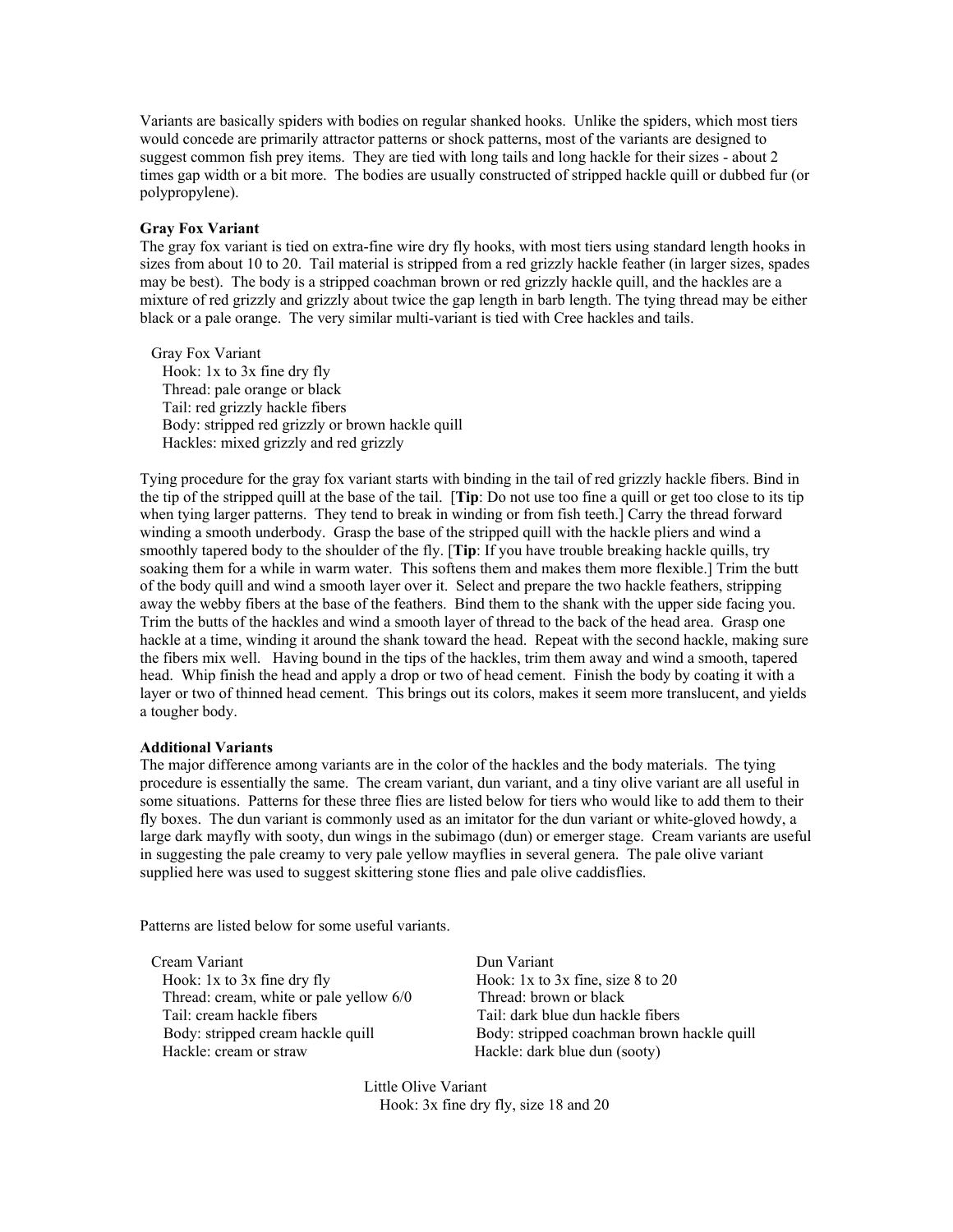Variants are basically spiders with bodies on regular shanked hooks. Unlike the spiders, which most tiers would concede are primarily attractor patterns or shock patterns, most of the variants are designed to suggest common fish prey items. They are tied with long tails and long hackle for their sizes - about 2 times gap width or a bit more. The bodies are usually constructed of stripped hackle quill or dubbed fur (or polypropylene).

### Gray Fox Variant

The gray fox variant is tied on extra-fine wire dry fly hooks, with most tiers using standard length hooks in sizes from about 10 to 20. Tail material is stripped from a red grizzly hackle feather (in larger sizes, spades may be best). The body is a stripped coachman brown or red grizzly hackle quill, and the hackles are a mixture of red grizzly and grizzly about twice the gap length in barb length. The tying thread may be either black or a pale orange. The very similar multi-variant is tied with Cree hackles and tails.

Gray Fox Variant
- Hook: 1x to 3x fine dry fly
- Thread: pale orange or black
- Tail: red grizzly hackle fibers
- Body: stripped red grizzly or brown hackle quill
- Hackles: mixed grizzly and red grizzly

Tying procedure for the gray fox variant starts with binding in the tail of red grizzly hackle fibers. Bind in the tip of the stripped quill at the base of the tail. [**Tip**: Do not use too fine a quill or get too close to its tip when tying larger patterns. They tend to break in winding or from fish teeth.] Carry the thread forward winding a smooth underbody. Grasp the base of the stripped quill with the hackle pliers and wind a smoothly tapered body to the shoulder of the fly. [**Tip**: If you have trouble breaking hackle quills, try soaking them for a while in warm water. This softens them and makes them more flexible.] Trim the butt of the body quill and wind a smooth layer over it. Select and prepare the two hackle feathers, stripping away the webby fibers at the base of the feathers. Bind them to the shank with the upper side facing you. Trim the butts of the hackles and wind a smooth layer of thread to the back of the head area. Grasp one hackle at a time, winding it around the shank toward the head. Repeat with the second hackle, making sure the fibers mix well. Having bound in the tips of the hackles, trim them away and wind a smooth, tapered head. Whip finish the head and apply a drop or two of head cement. Finish the body by coating it with a layer or two of thinned head cement. This brings out its colors, makes it seem more translucent, and yields a tougher body.

### Additional Variants

The major difference among variants are in the color of the hackles and the body materials. The tying procedure is essentially the same. The cream variant, dun variant, and a tiny olive variant are all useful in some situations. Patterns for these three flies are listed below for tiers who would like to add them to their fly boxes. The dun variant is commonly used as an imitator for the dun variant or white-gloved howdy, a large dark mayfly with sooty, dun wings in the subimago (dun) or emerger stage. Cream variants are useful in suggesting the pale creamy to very pale yellow mayflies in several genera. The pale olive variant supplied here was used to suggest skittering stone flies and pale olive caddisflies.

Patterns are listed below for some useful variants.

Cream Variant
- Hook: 1x to 3x fine dry fly
- Thread: cream, white or pale yellow 6/0
- Tail: cream hackle fibers
- Body: stripped cream hackle quill
- Hackle: cream or straw

Dun Variant
- Hook: 1x to 3x fine, size 8 to 20
- Thread: brown or black
- Tail: dark blue dun hackle fibers
- Body: stripped coachman brown hackle quill
- Hackle: dark blue dun (sooty)

Little Olive Variant
- Hook: 3x fine dry fly, size 18 and 20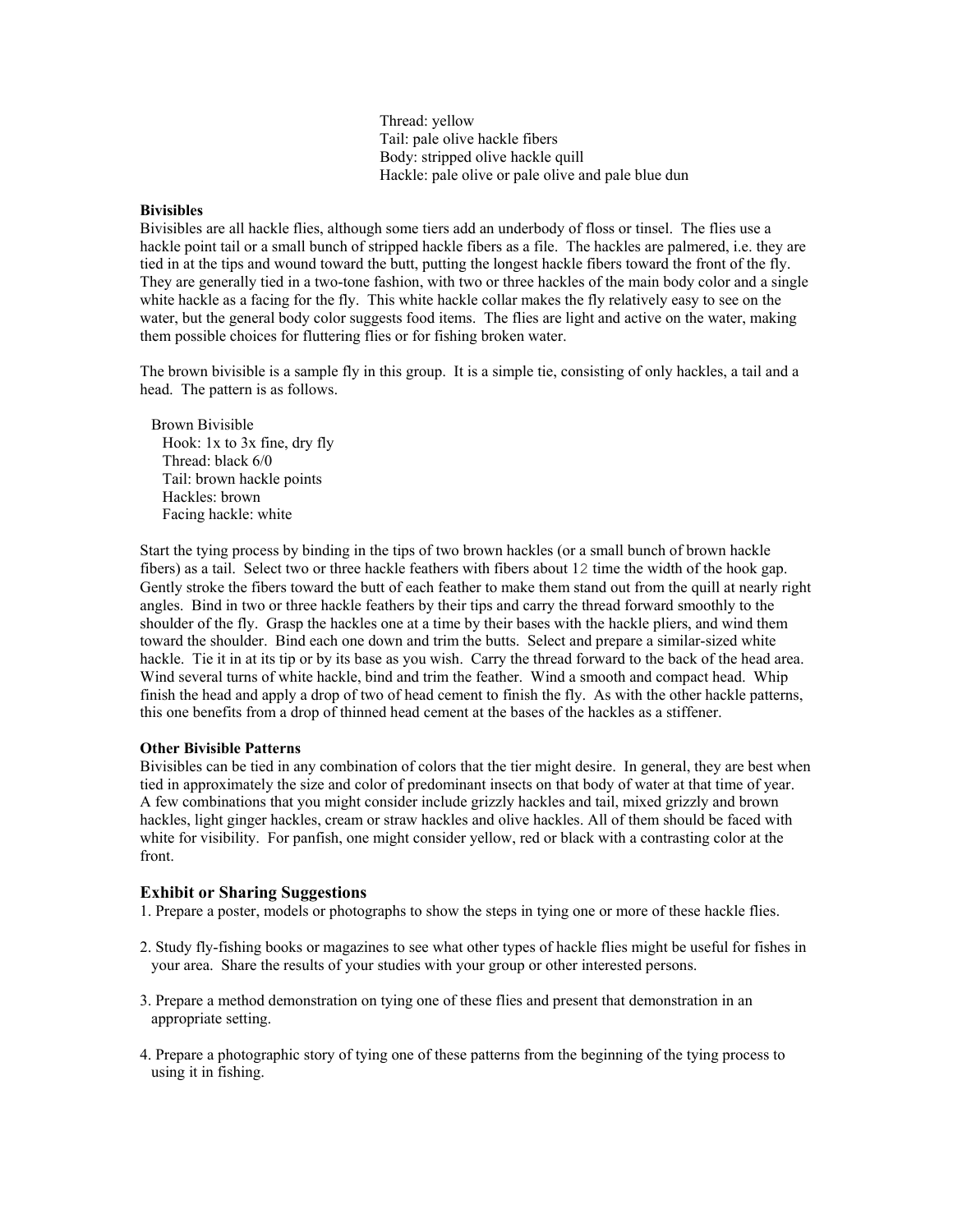Thread: yellow
Tail: pale olive hackle fibers
Body: stripped olive hackle quill
Hackle: pale olive or pale olive and pale blue dun

**Bivisibles**

Bivisibles are all hackle flies, although some tiers add an underbody of floss or tinsel. The flies use a hackle point tail or a small bunch of stripped hackle fibers as a file. The hackles are palmered, i.e. they are tied in at the tips and wound toward the butt, putting the longest hackle fibers toward the front of the fly. They are generally tied in a two-tone fashion, with two or three hackles of the main body color and a single white hackle as a facing for the fly. This white hackle collar makes the fly relatively easy to see on the water, but the general body color suggests food items. The flies are light and active on the water, making them possible choices for fluttering flies or for fishing broken water.

The brown bivisible is a sample fly in this group. It is a simple tie, consisting of only hackles, a tail and a head. The pattern is as follows.

Brown Bivisible
Hook: 1x to 3x fine, dry fly
Thread: black 6/0
Tail: brown hackle points
Hackles: brown
Facing hackle: white

Start the tying process by binding in the tips of two brown hackles (or a small bunch of brown hackle fibers) as a tail. Select two or three hackle feathers with fibers about 12 time the width of the hook gap. Gently stroke the fibers toward the butt of each feather to make them stand out from the quill at nearly right angles. Bind in two or three hackle feathers by their tips and carry the thread forward smoothly to the shoulder of the fly. Grasp the hackles one at a time by their bases with the hackle pliers, and wind them toward the shoulder. Bind each one down and trim the butts. Select and prepare a similar-sized white hackle. Tie it in at its tip or by its base as you wish. Carry the thread forward to the back of the head area. Wind several turns of white hackle, bind and trim the feather. Wind a smooth and compact head. Whip finish the head and apply a drop of two of head cement to finish the fly. As with the other hackle patterns, this one benefits from a drop of thinned head cement at the bases of the hackles as a stiffener.

**Other Bivisible Patterns**

Bivisibles can be tied in any combination of colors that the tier might desire. In general, they are best when tied in approximately the size and color of predominant insects on that body of water at that time of year. A few combinations that you might consider include grizzly hackles and tail, mixed grizzly and brown hackles, light ginger hackles, cream or straw hackles and olive hackles. All of them should be faced with white for visibility. For panfish, one might consider yellow, red or black with a contrasting color at the front.

## Exhibit or Sharing Suggestions

1. Prepare a poster, models or photographs to show the steps in tying one or more of these hackle flies.

2. Study fly-fishing books or magazines to see what other types of hackle flies might be useful for fishes in your area. Share the results of your studies with your group or other interested persons.

3. Prepare a method demonstration on tying one of these flies and present that demonstration in an appropriate setting.

4. Prepare a photographic story of tying one of these patterns from the beginning of the tying process to using it in fishing.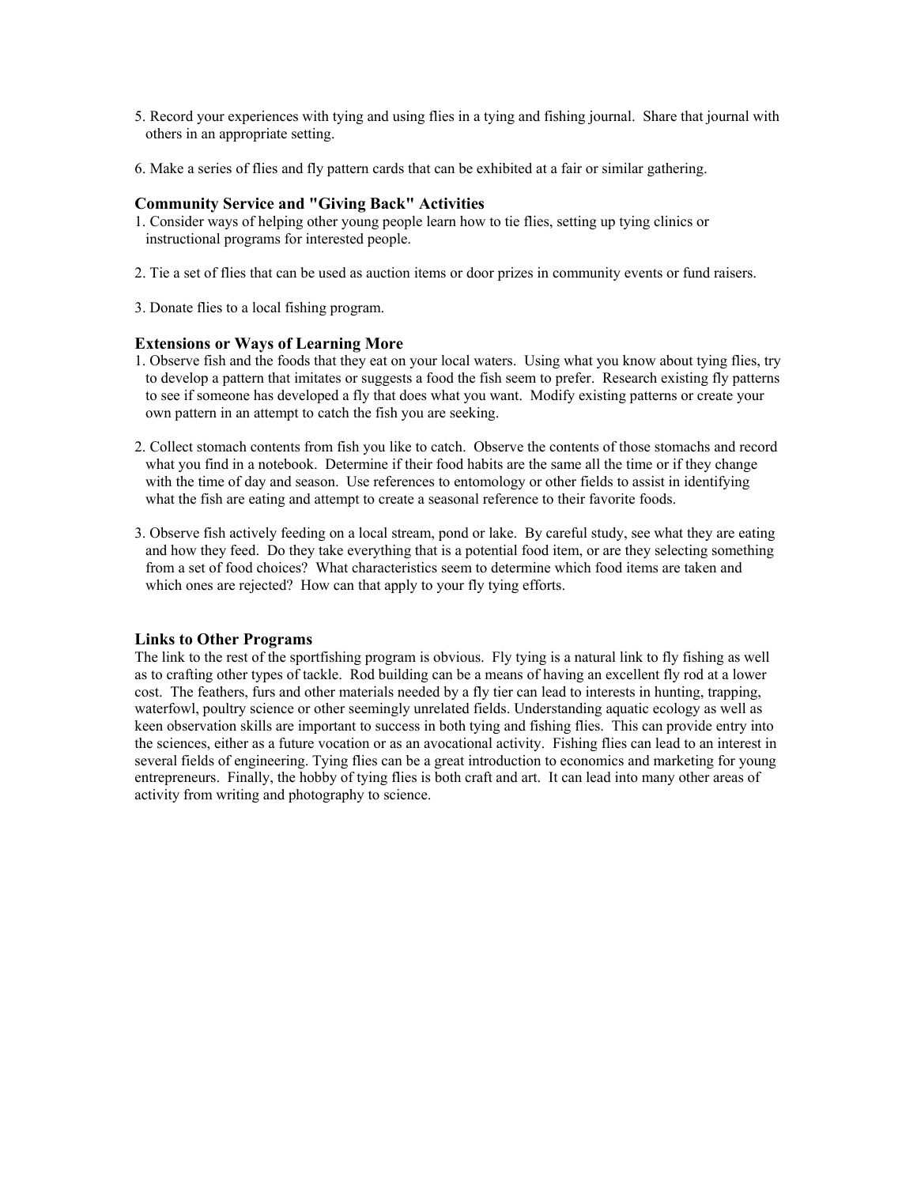5. Record your experiences with tying and using flies in a tying and fishing journal. Share that journal with others in an appropriate setting.

6. Make a series of flies and fly pattern cards that can be exhibited at a fair or similar gathering.

### Community Service and "Giving Back" Activities

1. Consider ways of helping other young people learn how to tie flies, setting up tying clinics or instructional programs for interested people.

2. Tie a set of flies that can be used as auction items or door prizes in community events or fund raisers.

3. Donate flies to a local fishing program.

### Extensions or Ways of Learning More

1. Observe fish and the foods that they eat on your local waters. Using what you know about tying flies, try to develop a pattern that imitates or suggests a food the fish seem to prefer. Research existing fly patterns to see if someone has developed a fly that does what you want. Modify existing patterns or create your own pattern in an attempt to catch the fish you are seeking.

2. Collect stomach contents from fish you like to catch. Observe the contents of those stomachs and record what you find in a notebook. Determine if their food habits are the same all the time or if they change with the time of day and season. Use references to entomology or other fields to assist in identifying what the fish are eating and attempt to create a seasonal reference to their favorite foods.

3. Observe fish actively feeding on a local stream, pond or lake. By careful study, see what they are eating and how they feed. Do they take everything that is a potential food item, or are they selecting something from a set of food choices? What characteristics seem to determine which food items are taken and which ones are rejected? How can that apply to your fly tying efforts.

### Links to Other Programs

The link to the rest of the sportfishing program is obvious. Fly tying is a natural link to fly fishing as well as to crafting other types of tackle. Rod building can be a means of having an excellent fly rod at a lower cost. The feathers, furs and other materials needed by a fly tier can lead to interests in hunting, trapping, waterfowl, poultry science or other seemingly unrelated fields. Understanding aquatic ecology as well as keen observation skills are important to success in both tying and fishing flies. This can provide entry into the sciences, either as a future vocation or as an avocational activity. Fishing flies can lead to an interest in several fields of engineering. Tying flies can be a great introduction to economics and marketing for young entrepreneurs. Finally, the hobby of tying flies is both craft and art. It can lead into many other areas of activity from writing and photography to science.